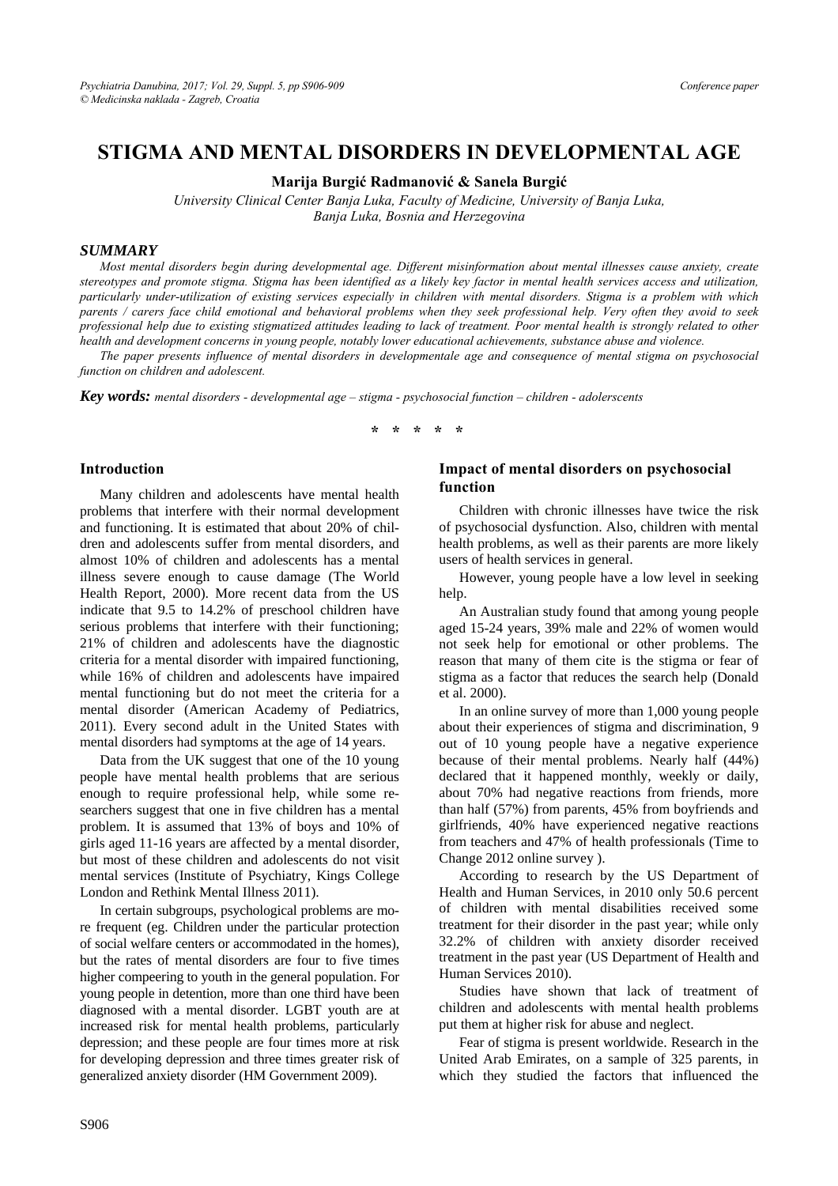# STIGMA AND MENTAL DISORDERS IN DEVELOPMENTAL AGE

**Marija Burgić Radmanović & Sanela Burgić**

*University Clinical Center Banja Luka, Faculty of Medicine, University of Banja Luka, Banja Luka, Bosnia and Herzegovina*

### *SUMMARY*

*Most mental disorders begin during developmental age. Different misinformation about mental illnesses cause anxiety, create stereotypes and promote stigma. Stigma has been identified as a likely key factor in mental health services access and utilization, particularly under-utilization of existing services especially in children with mental disorders. Stigma is a problem with which parents / carers face child emotional and behavioral problems when they seek professional help. Very often they avoid to seek professional help due to existing stigmatized attitudes leading to lack of treatment. Poor mental health is strongly related to other health and development concerns in young people, notably lower educational achievements, substance abuse and violence.*

*The paper presents influence of mental disorders in developmentale age and consequence of mental stigma on psychosocial function on children and adolescent.*

***Key words:*** *mental disorders - developmental age – stigma - psychosocial function – children - adolerscents*

\* \* \* \* \*

## Introduction

Many children and adolescents have mental health problems that interfere with their normal development and functioning. It is estimated that about 20% of children and adolescents suffer from mental disorders, and almost 10% of children and adolescents has a mental illness severe enough to cause damage (The World Health Report, 2000). More recent data from the US indicate that 9.5 to 14.2% of preschool children have serious problems that interfere with their functioning; 21% of children and adolescents have the diagnostic criteria for a mental disorder with impaired functioning, while 16% of children and adolescents have impaired mental functioning but do not meet the criteria for a mental disorder (American Academy of Pediatrics, 2011). Every second adult in the United States with mental disorders had symptoms at the age of 14 years.

Data from the UK suggest that one of the 10 young people have mental health problems that are serious enough to require professional help, while some researchers suggest that one in five children has a mental problem. It is assumed that 13% of boys and 10% of girls aged 11-16 years are affected by a mental disorder, but most of these children and adolescents do not visit mental services (Institute of Psychiatry, Kings College London and Rethink Mental Illness 2011).

In certain subgroups, psychological problems are more frequent (eg. Children under the particular protection of social welfare centers or accommodated in the homes), but the rates of mental disorders are four to five times higher compeering to youth in the general population. For young people in detention, more than one third have been diagnosed with a mental disorder. LGBT youth are at increased risk for mental health problems, particularly depression; and these people are four times more at risk for developing depression and three times greater risk of generalized anxiety disorder (HM Government 2009).

## Impact of mental disorders on psychosocial function

Children with chronic illnesses have twice the risk of psychosocial dysfunction. Also, children with mental health problems, as well as their parents are more likely users of health services in general.

However, young people have a low level in seeking help.

An Australian study found that among young people aged 15-24 years, 39% male and 22% of women would not seek help for emotional or other problems. The reason that many of them cite is the stigma or fear of stigma as a factor that reduces the search help (Donald et al. 2000).

In an online survey of more than 1,000 young people about their experiences of stigma and discrimination, 9 out of 10 young people have a negative experience because of their mental problems. Nearly half (44%) declared that it happened monthly, weekly or daily, about 70% had negative reactions from friends, more than half (57%) from parents, 45% from boyfriends and girlfriends, 40% have experienced negative reactions from teachers and 47% of health professionals (Time to Change 2012 online survey ).

According to research by the US Department of Health and Human Services, in 2010 only 50.6 percent of children with mental disabilities received some treatment for their disorder in the past year; while only 32.2% of children with anxiety disorder received treatment in the past year (US Department of Health and Human Services 2010).

Studies have shown that lack of treatment of children and adolescents with mental health problems put them at higher risk for abuse and neglect.

Fear of stigma is present worldwide. Research in the United Arab Emirates, on a sample of 325 parents, in which they studied the factors that influenced the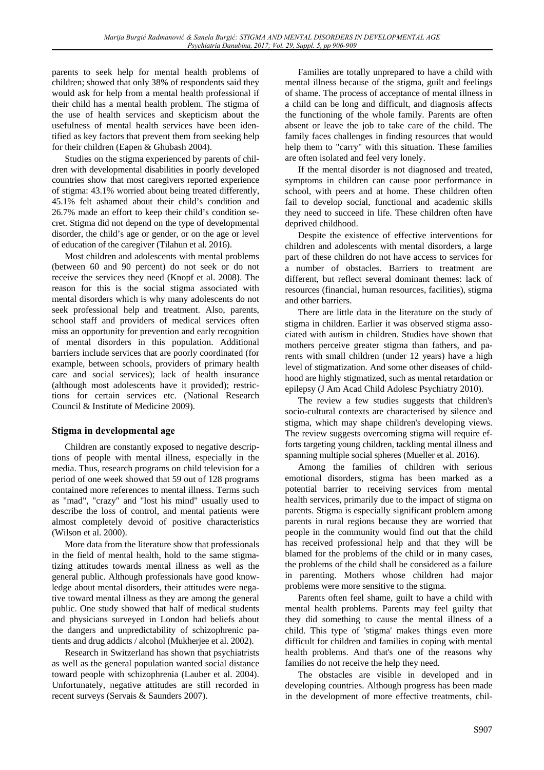parents to seek help for mental health problems of children; showed that only 38% of respondents said they would ask for help from a mental health professional if their child has a mental health problem. The stigma of the use of health services and skepticism about the usefulness of mental health services have been identified as key factors that prevent them from seeking help for their children (Eapen & Ghubash 2004).

Studies on the stigma experienced by parents of children with developmental disabilities in poorly developed countries show that most caregivers reported experience of stigma: 43.1% worried about being treated differently, 45.1% felt ashamed about their child's condition and 26.7% made an effort to keep their child's condition secret. Stigma did not depend on the type of developmental disorder, the child's age or gender, or on the age or level of education of the caregiver (Tilahun et al. 2016).

Most children and adolescents with mental problems (between 60 and 90 percent) do not seek or do not receive the services they need (Knopf et al. 2008). The reason for this is the social stigma associated with mental disorders which is why many adolescents do not seek professional help and treatment. Also, parents, school staff and providers of medical services often miss an opportunity for prevention and early recognition of mental disorders in this population. Additional barriers include services that are poorly coordinated (for example, between schools, providers of primary health care and social services); lack of health insurance (although most adolescents have it provided); restrictions for certain services etc. (National Research Council & Institute of Medicine 2009).

## Stigma in developmental age

Children are constantly exposed to negative descriptions of people with mental illness, especially in the media. Thus, research programs on child television for a period of one week showed that 59 out of 128 programs contained more references to mental illness. Terms such as "mad", "crazy" and "lost his mind" usually used to describe the loss of control, and mental patients were almost completely devoid of positive characteristics (Wilson et al. 2000).

More data from the literature show that professionals in the field of mental health, hold to the same stigmatizing attitudes towards mental illness as well as the general public. Although professionals have good knowledge about mental disorders, their attitudes were negative toward mental illness as they are among the general public. One study showed that half of medical students and physicians surveyed in London had beliefs about the dangers and unpredictability of schizophrenic patients and drug addicts / alcohol (Mukherjee et al. 2002).

Research in Switzerland has shown that psychiatrists as well as the general population wanted social distance toward people with schizophrenia (Lauber et al. 2004). Unfortunately, negative attitudes are still recorded in recent surveys (Servais & Saunders 2007).

Families are totally unprepared to have a child with mental illness because of the stigma, guilt and feelings of shame. The process of acceptance of mental illness in a child can be long and difficult, and diagnosis affects the functioning of the whole family. Parents are often absent or leave the job to take care of the child. The family faces challenges in finding resources that would help them to "carry" with this situation. These families are often isolated and feel very lonely.

If the mental disorder is not diagnosed and treated, symptoms in children can cause poor performance in school, with peers and at home. These children often fail to develop social, functional and academic skills they need to succeed in life. These children often have deprived childhood.

Despite the existence of effective interventions for children and adolescents with mental disorders, a large part of these children do not have access to services for a number of obstacles. Barriers to treatment are different, but reflect several dominant themes: lack of resources (financial, human resources, facilities), stigma and other barriers.

There are little data in the literature on the study of stigma in children. Earlier it was observed stigma associated with autism in children. Studies have shown that mothers perceive greater stigma than fathers, and parents with small children (under 12 years) have a high level of stigmatization. And some other diseases of childhood are highly stigmatized, such as mental retardation or epilepsy (J Am Acad Child Adolesc Psychiatry 2010).

The review a few studies suggests that children's socio-cultural contexts are characterised by silence and stigma, which may shape children's developing views. The review suggests overcoming stigma will require efforts targeting young children, tackling mental illness and spanning multiple social spheres (Mueller et al. 2016).

Among the families of children with serious emotional disorders, stigma has been marked as a potential barrier to receiving services from mental health services, primarily due to the impact of stigma on parents. Stigma is especially significant problem among parents in rural regions because they are worried that people in the community would find out that the child has received professional help and that they will be blamed for the problems of the child or in many cases, the problems of the child shall be considered as a failure in parenting. Mothers whose children had major problems were more sensitive to the stigma.

Parents often feel shame, guilt to have a child with mental health problems. Parents may feel guilty that they did something to cause the mental illness of a child. This type of 'stigma' makes things even more difficult for children and families in coping with mental health problems. And that's one of the reasons why families do not receive the help they need.

The obstacles are visible in developed and in developing countries. Although progress has been made in the development of more effective treatments, chil-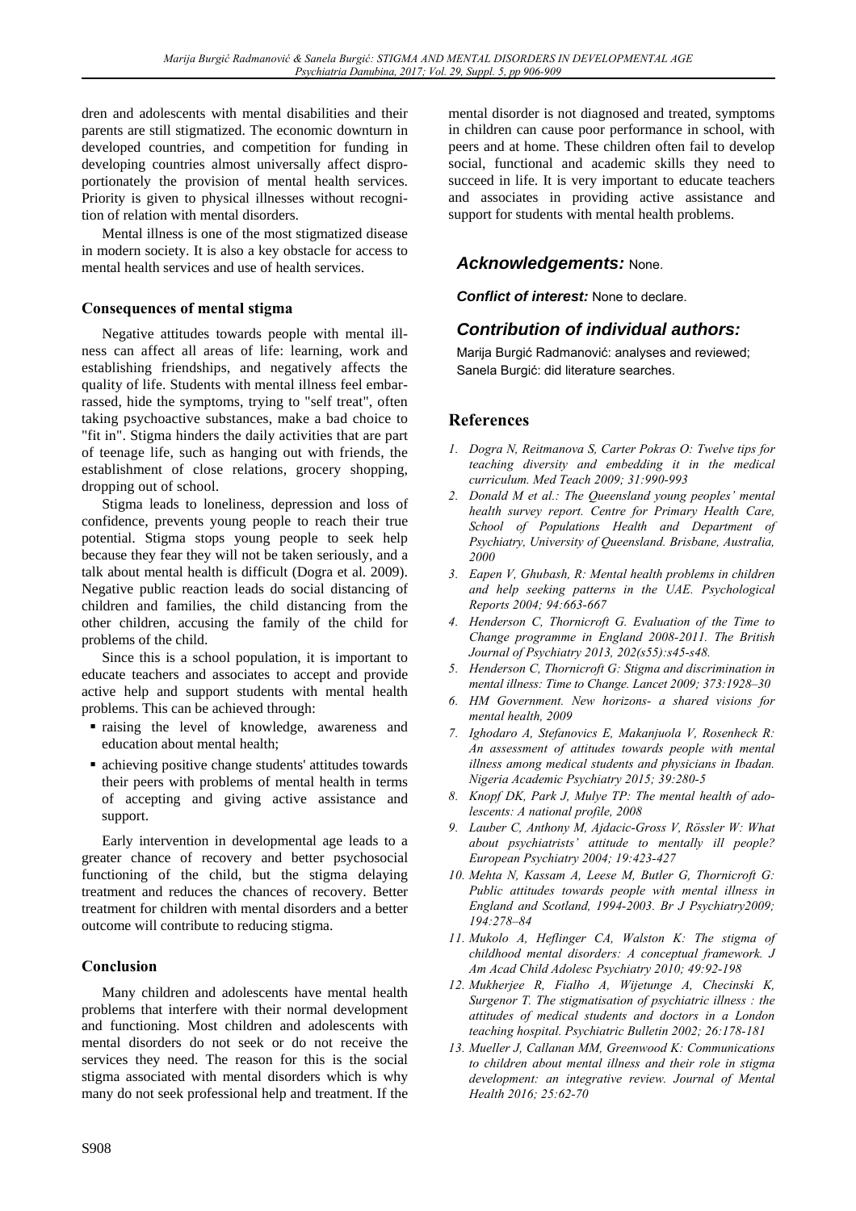dren and adolescents with mental disabilities and their parents are still stigmatized. The economic downturn in developed countries, and competition for funding in developing countries almost universally affect disproportionately the provision of mental health services. Priority is given to physical illnesses without recognition of relation with mental disorders.

Mental illness is one of the most stigmatized disease in modern society. It is also a key obstacle for access to mental health services and use of health services.

### Consequences of mental stigma

Negative attitudes towards people with mental illness can affect all areas of life: learning, work and establishing friendships, and negatively affects the quality of life. Students with mental illness feel embarrassed, hide the symptoms, trying to "self treat", often taking psychoactive substances, make a bad choice to "fit in". Stigma hinders the daily activities that are part of teenage life, such as hanging out with friends, the establishment of close relations, grocery shopping, dropping out of school.

Stigma leads to loneliness, depression and loss of confidence, prevents young people to reach their true potential. Stigma stops young people to seek help because they fear they will not be taken seriously, and a talk about mental health is difficult (Dogra et al. 2009). Negative public reaction leads do social distancing of children and families, the child distancing from the other children, accusing the family of the child for problems of the child.

Since this is a school population, it is important to educate teachers and associates to accept and provide active help and support students with mental health problems. This can be achieved through:

- raising the level of knowledge, awareness and education about mental health;
- achieving positive change students' attitudes towards their peers with problems of mental health in terms of accepting and giving active assistance and support.

Early intervention in developmental age leads to a greater chance of recovery and better psychosocial functioning of the child, but the stigma delaying treatment and reduces the chances of recovery. Better treatment for children with mental disorders and a better outcome will contribute to reducing stigma.

## Conclusion

Many children and adolescents have mental health problems that interfere with their normal development and functioning. Most children and adolescents with mental disorders do not seek or do not receive the services they need. The reason for this is the social stigma associated with mental disorders which is why many do not seek professional help and treatment. If the mental disorder is not diagnosed and treated, symptoms in children can cause poor performance in school, with peers and at home. These children often fail to develop social, functional and academic skills they need to succeed in life. It is very important to educate teachers and associates in providing active assistance and support for students with mental health problems.

***Acknowledgements:*** None.

***Conflict of interest:*** None to declare.

***Contribution of individual authors:***

Marija Burgić Radmanović: analyses and reviewed;
Sanela Burgić: did literature searches.

## References

1. *Dogra N, Reitmanova S, Carter Pokras O: Twelve tips for teaching diversity and embedding it in the medical curriculum. Med Teach 2009; 31:990-993*
2. *Donald M et al.: The Queensland young peoples' mental health survey report. Centre for Primary Health Care, School of Populations Health and Department of Psychiatry, University of Queensland. Brisbane, Australia, 2000*
3. *Eapen V, Ghubash, R: Mental health problems in children and help seeking patterns in the UAE. Psychological Reports 2004; 94:663-667*
4. *Henderson C, Thornicroft G. Evaluation of the Time to Change programme in England 2008-2011. The British Journal of Psychiatry 2013, 202(s55):s45-s48.*
5. *Henderson C, Thornicroft G: Stigma and discrimination in mental illness: Time to Change. Lancet 2009; 373:1928–30*
6. *HM Government. New horizons- a shared visions for mental health, 2009*
7. *Ighodaro A, Stefanovics E, Makanjuola V, Rosenheck R: An assessment of attitudes towards people with mental illness among medical students and physicians in Ibadan. Nigeria Academic Psychiatry 2015; 39:280-5*
8. *Knopf DK, Park J, Mulye TP: The mental health of adolescents: A national profile, 2008*
9. *Lauber C, Anthony M, Ajdacic-Gross V, Rössler W: What about psychiatrists' attitude to mentally ill people? European Psychiatry 2004; 19:423-427*
10. *Mehta N, Kassam A, Leese M, Butler G, Thornicroft G: Public attitudes towards people with mental illness in England and Scotland, 1994-2003. Br J Psychiatry2009; 194:278–84*
11. *Mukolo A, Heflinger CA, Walston K: The stigma of childhood mental disorders: A conceptual framework. J Am Acad Child Adolesc Psychiatry 2010; 49:92-198*
12. *Mukherjee R, Fialho A, Wijetunge A, Checinski K, Surgenor T. The stigmatisation of psychiatric illness : the attitudes of medical students and doctors in a London teaching hospital. Psychiatric Bulletin 2002; 26:178-181*
13. *Mueller J, Callanan MM, Greenwood K: Communications to children about mental illness and their role in stigma development: an integrative review. Journal of Mental Health 2016; 25:62-70*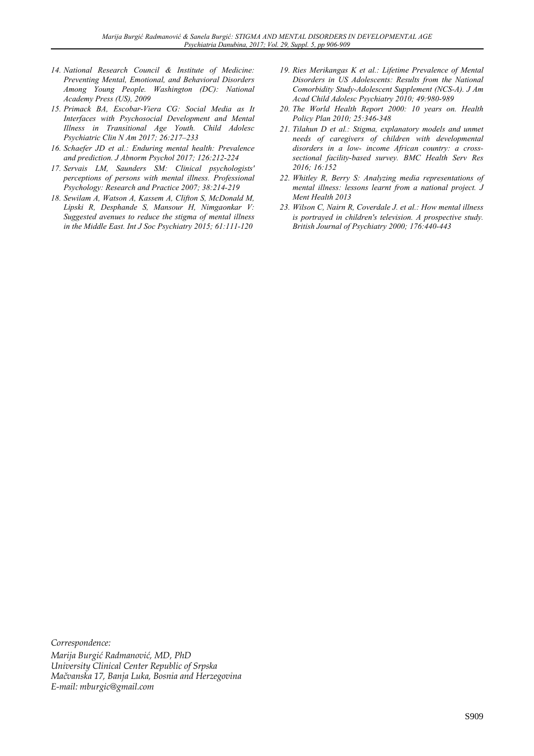14. *National Research Council & Institute of Medicine: Preventing Mental, Emotional, and Behavioral Disorders Among Young People. Washington (DC): National Academy Press (US), 2009*
15. *Primack BA, Escobar-Viera CG: Social Media as It Interfaces with Psychosocial Development and Mental Illness in Transitional Age Youth. Child Adolesc Psychiatric Clin N Am 2017; 26:217–233*
16. *Schaefer JD et al.: Enduring mental health: Prevalence and prediction. J Abnorm Psychol 2017; 126:212-224*
17. *Servais LM, Saunders SM: Clinical psychologists' perceptions of persons with mental illness. Professional Psychology: Research and Practice 2007; 38:214-219*
18. *Sewilam A, Watson A, Kassem A, Clifton S, McDonald M, Lipski R, Desphande S, Mansour H, Nimgaonkar V: Suggested avenues to reduce the stigma of mental illness in the Middle East. Int J Soc Psychiatry 2015; 61:111-120*
19. *Ries Merikangas K et al.: Lifetime Prevalence of Mental Disorders in US Adolescents: Results from the National Comorbidity Study-Adolescent Supplement (NCS-A). J Am Acad Child Adolesc Psychiatry 2010; 49:980-989*
20. *The World Health Report 2000: 10 years on. Health Policy Plan 2010; 25:346-348*
21. *Tilahun D et al.: Stigma, explanatory models and unmet needs of caregivers of children with developmental disorders in a low- income African country: a cross-sectional facility-based survey. BMC Health Serv Res 2016; 16:152*
22. *Whitley R, Berry S: Analyzing media representations of mental illness: lessons learnt from a national project. J Ment Health 2013*
23. *Wilson C, Nairn R, Coverdale J. et al.: How mental illness is portrayed in children's television. A prospective study. British Journal of Psychiatry 2000; 176:440-443*

*Correspondence:*
*Marija Burgić Radmanović, MD, PhD*
*University Clinical Center Republic of Srpska*
*Mačvanska 17, Banja Luka, Bosnia and Herzegovina*
*E-mail: mburgic@gmail.com*